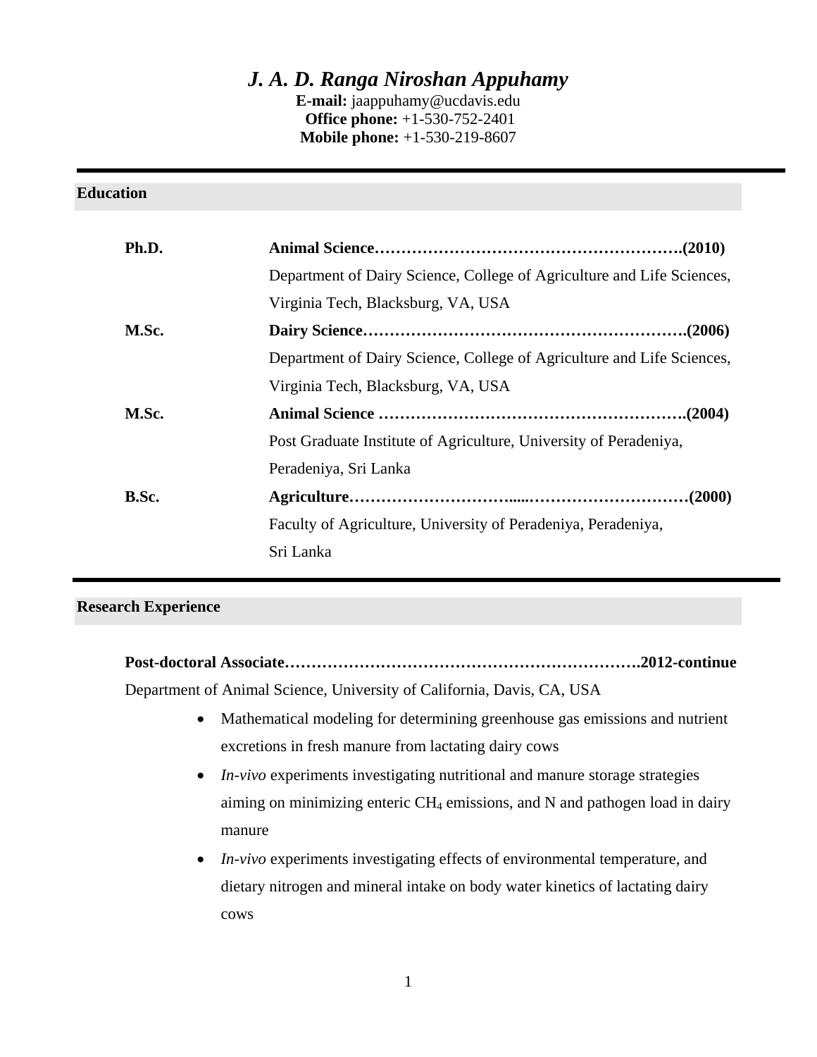# *J. A. D. Ranga Niroshan Appuhamy*

**E-mail:** jaappuhamy@ucdavis.edu
**Office phone:** +1-530-752-2401
**Mobile phone:** +1-530-219-8607

## Education

| | |
|---|---|
| **Ph.D.** | **Animal Science……………………………………………….(2010)** |
| | Department of Dairy Science, College of Agriculture and Life Sciences, Virginia Tech, Blacksburg, VA, USA |
| **M.Sc.** | **Dairy Science………………………………………………….(2006)** |
| | Department of Dairy Science, College of Agriculture and Life Sciences, Virginia Tech, Blacksburg, VA, USA |
| **M.Sc.** | **Animal Science ……………………………………………….(2004)** |
| | Post Graduate Institute of Agriculture, University of Peradeniya, Peradeniya, Sri Lanka |
| **B.Sc.** | **Agriculture…………………………....…………………………(2000)** |
| | Faculty of Agriculture, University of Peradeniya, Peradeniya, Sri Lanka |

## Research Experience

**Post-doctoral Associate……………………………………………………….2012-continue**

Department of Animal Science, University of California, Davis, CA, USA

- Mathematical modeling for determining greenhouse gas emissions and nutrient excretions in fresh manure from lactating dairy cows
- *In-vivo* experiments investigating nutritional and manure storage strategies aiming on minimizing enteric $CH_4$ emissions, and N and pathogen load in dairy manure
- *In-vivo* experiments investigating effects of environmental temperature, and dietary nitrogen and mineral intake on body water kinetics of lactating dairy cows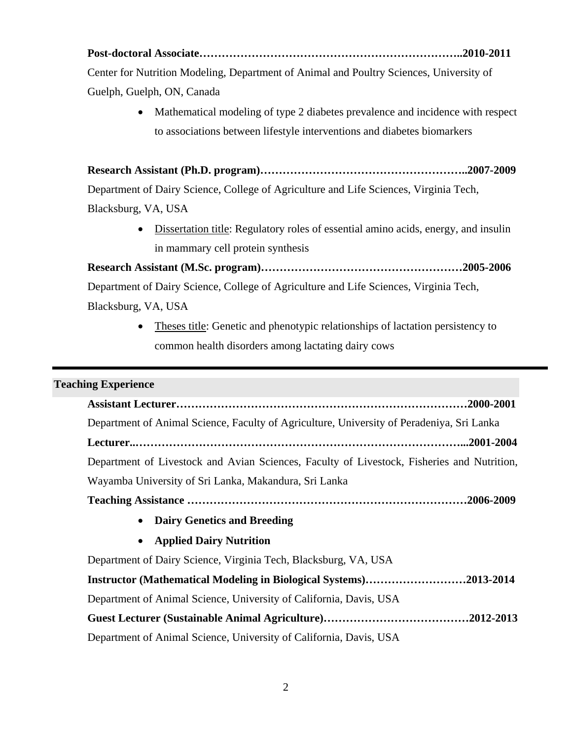**Post-doctoral Associate…………………………………………………………..2010-2011**

Center for Nutrition Modeling, Department of Animal and Poultry Sciences, University of Guelph, Guelph, ON, Canada

- Mathematical modeling of type 2 diabetes prevalence and incidence with respect to associations between lifestyle interventions and diabetes biomarkers

**Research Assistant (Ph.D. program)……………………………………………..2007-2009**

Department of Dairy Science, College of Agriculture and Life Sciences, Virginia Tech, Blacksburg, VA, USA

- Dissertation title: Regulatory roles of essential amino acids, energy, and insulin in mammary cell protein synthesis

**Research Assistant (M.Sc. program)………………………………………………2005-2006**

Department of Dairy Science, College of Agriculture and Life Sciences, Virginia Tech, Blacksburg, VA, USA

- Theses title: Genetic and phenotypic relationships of lactation persistency to common health disorders among lactating dairy cows

---

## Teaching Experience

**Assistant Lecturer………………………………………………………………………2000-2001**

Department of Animal Science, Faculty of Agriculture, University of Peradeniya, Sri Lanka

**Lecturer...……………………………………………………………………………...2001-2004**

Department of Livestock and Avian Sciences, Faculty of Livestock, Fisheries and Nutrition, Wayamba University of Sri Lanka, Makandura, Sri Lanka

**Teaching Assistance ……………………………………………………………………2006-2009**

- **Dairy Genetics and Breeding**
- **Applied Dairy Nutrition**

Department of Dairy Science, Virginia Tech, Blacksburg, VA, USA

**Instructor (Mathematical Modeling in Biological Systems)………………………2013-2014**

Department of Animal Science, University of California, Davis, USA

**Guest Lecturer (Sustainable Animal Agriculture)…………………………………2012-2013**

Department of Animal Science, University of California, Davis, USA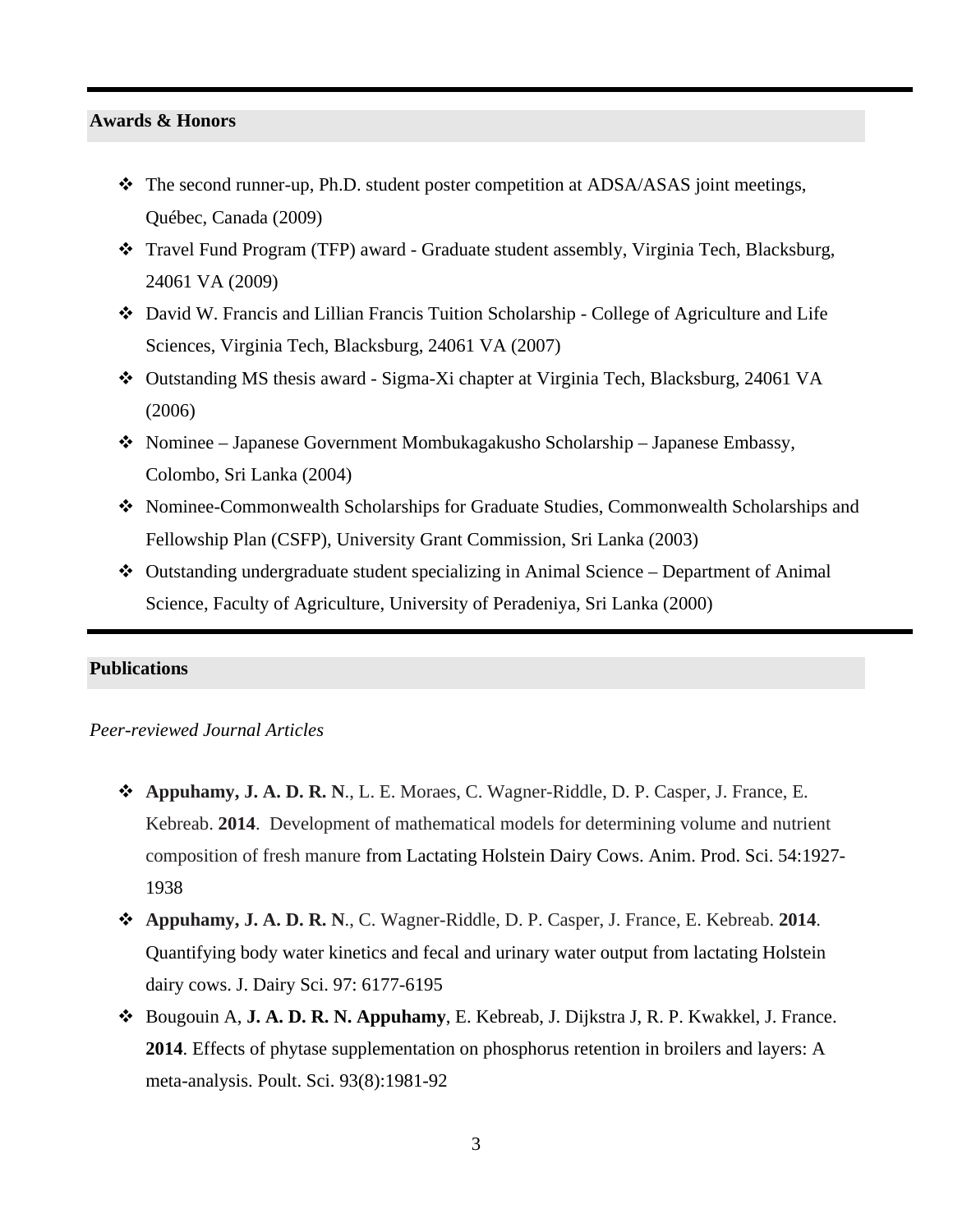## Awards & Honors

- The second runner-up, Ph.D. student poster competition at ADSA/ASAS joint meetings, Québec, Canada (2009)
- Travel Fund Program (TFP) award - Graduate student assembly, Virginia Tech, Blacksburg, 24061 VA (2009)
- David W. Francis and Lillian Francis Tuition Scholarship - College of Agriculture and Life Sciences, Virginia Tech, Blacksburg, 24061 VA (2007)
- Outstanding MS thesis award - Sigma-Xi chapter at Virginia Tech, Blacksburg, 24061 VA (2006)
- Nominee – Japanese Government Mombukagakusho Scholarship – Japanese Embassy, Colombo, Sri Lanka (2004)
- Nominee-Commonwealth Scholarships for Graduate Studies, Commonwealth Scholarships and Fellowship Plan (CSFP), University Grant Commission, Sri Lanka (2003)
- Outstanding undergraduate student specializing in Animal Science – Department of Animal Science, Faculty of Agriculture, University of Peradeniya, Sri Lanka (2000)

## Publications

*Peer-reviewed Journal Articles*

- **Appuhamy, J. A. D. R. N**., L. E. Moraes, C. Wagner-Riddle, D. P. Casper, J. France, E. Kebreab. **2014**. Development of mathematical models for determining volume and nutrient composition of fresh manure from Lactating Holstein Dairy Cows. Anim. Prod. Sci. 54:1927-1938
- **Appuhamy, J. A. D. R. N**., C. Wagner-Riddle, D. P. Casper, J. France, E. Kebreab. **2014**. Quantifying body water kinetics and fecal and urinary water output from lactating Holstein dairy cows. J. Dairy Sci. 97: 6177-6195
- Bougouin A, **J. A. D. R. N. Appuhamy**, E. Kebreab, J. Dijkstra J, R. P. Kwakkel, J. France. **2014**. Effects of phytase supplementation on phosphorus retention in broilers and layers: A meta-analysis. Poult. Sci. 93(8):1981-92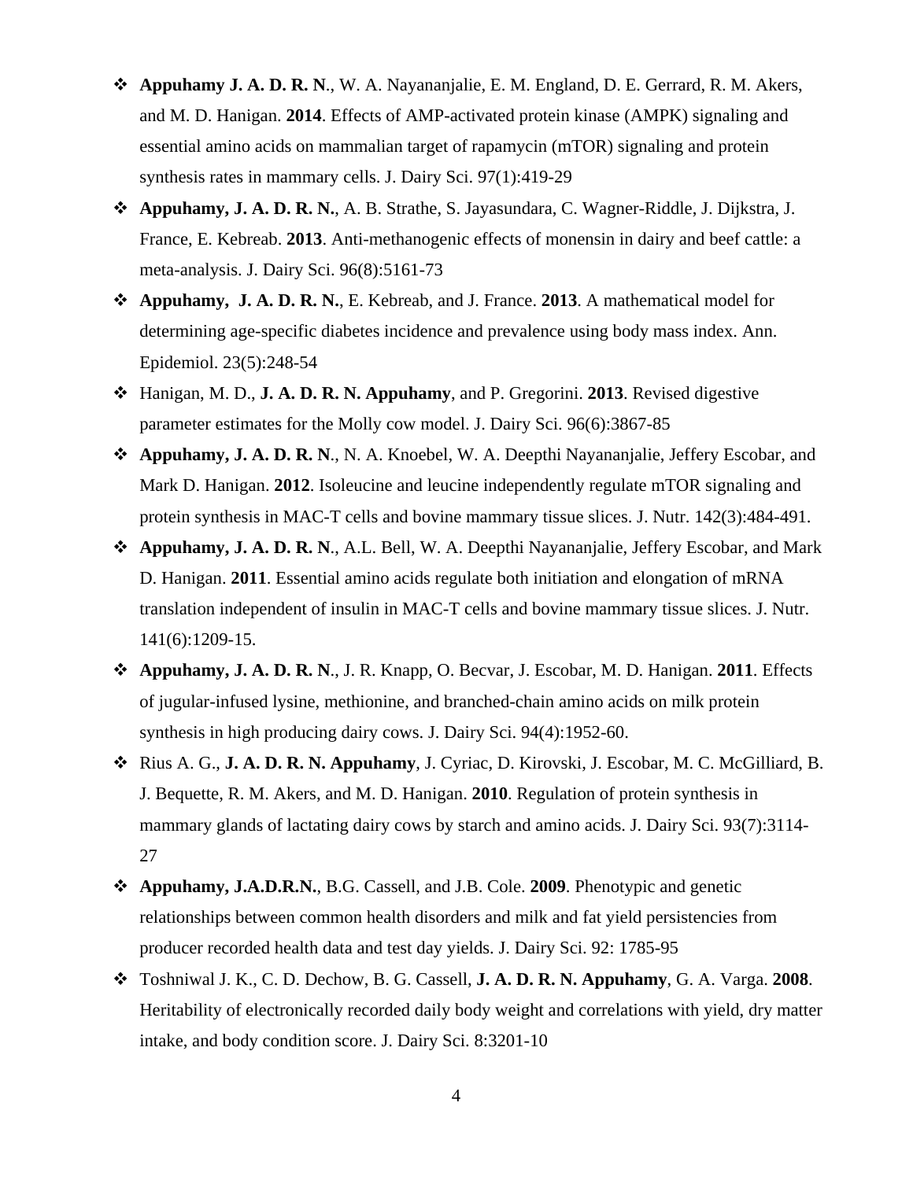- **Appuhamy J. A. D. R. N**., W. A. Nayananjalie, E. M. England, D. E. Gerrard, R. M. Akers, and M. D. Hanigan. **2014**. Effects of AMP-activated protein kinase (AMPK) signaling and essential amino acids on mammalian target of rapamycin (mTOR) signaling and protein synthesis rates in mammary cells. J. Dairy Sci. 97(1):419-29
- **Appuhamy, J. A. D. R. N.**, A. B. Strathe, S. Jayasundara, C. Wagner-Riddle, J. Dijkstra, J. France, E. Kebreab. **2013**. Anti-methanogenic effects of monensin in dairy and beef cattle: a meta-analysis. J. Dairy Sci. 96(8):5161-73
- **Appuhamy,  J. A. D. R. N.**, E. Kebreab, and J. France. **2013**. A mathematical model for determining age-specific diabetes incidence and prevalence using body mass index. Ann. Epidemiol. 23(5):248-54
- Hanigan, M. D., **J. A. D. R. N. Appuhamy**, and P. Gregorini. **2013**. Revised digestive parameter estimates for the Molly cow model. J. Dairy Sci. 96(6):3867-85
- **Appuhamy, J. A. D. R. N**., N. A. Knoebel, W. A. Deepthi Nayananjalie, Jeffery Escobar, and Mark D. Hanigan. **2012**. Isoleucine and leucine independently regulate mTOR signaling and protein synthesis in MAC-T cells and bovine mammary tissue slices. J. Nutr. 142(3):484-491.
- **Appuhamy, J. A. D. R. N**., A.L. Bell, W. A. Deepthi Nayananjalie, Jeffery Escobar, and Mark D. Hanigan. **2011**. Essential amino acids regulate both initiation and elongation of mRNA translation independent of insulin in MAC-T cells and bovine mammary tissue slices. J. Nutr. 141(6):1209-15.
- **Appuhamy, J. A. D. R. N**., J. R. Knapp, O. Becvar, J. Escobar, M. D. Hanigan. **2011**. Effects of jugular-infused lysine, methionine, and branched-chain amino acids on milk protein synthesis in high producing dairy cows. J. Dairy Sci. 94(4):1952-60.
- Rius A. G., **J. A. D. R. N. Appuhamy**, J. Cyriac, D. Kirovski, J. Escobar, M. C. McGilliard, B. J. Bequette, R. M. Akers, and M. D. Hanigan. **2010**. Regulation of protein synthesis in mammary glands of lactating dairy cows by starch and amino acids. J. Dairy Sci. 93(7):3114-27
- **Appuhamy, J.A.D.R.N.**, B.G. Cassell, and J.B. Cole. **2009**. Phenotypic and genetic relationships between common health disorders and milk and fat yield persistencies from producer recorded health data and test day yields. J. Dairy Sci. 92: 1785-95
- Toshniwal J. K., C. D. Dechow, B. G. Cassell, **J. A. D. R. N. Appuhamy**, G. A. Varga. **2008**. Heritability of electronically recorded daily body weight and correlations with yield, dry matter intake, and body condition score. J. Dairy Sci. 8:3201-10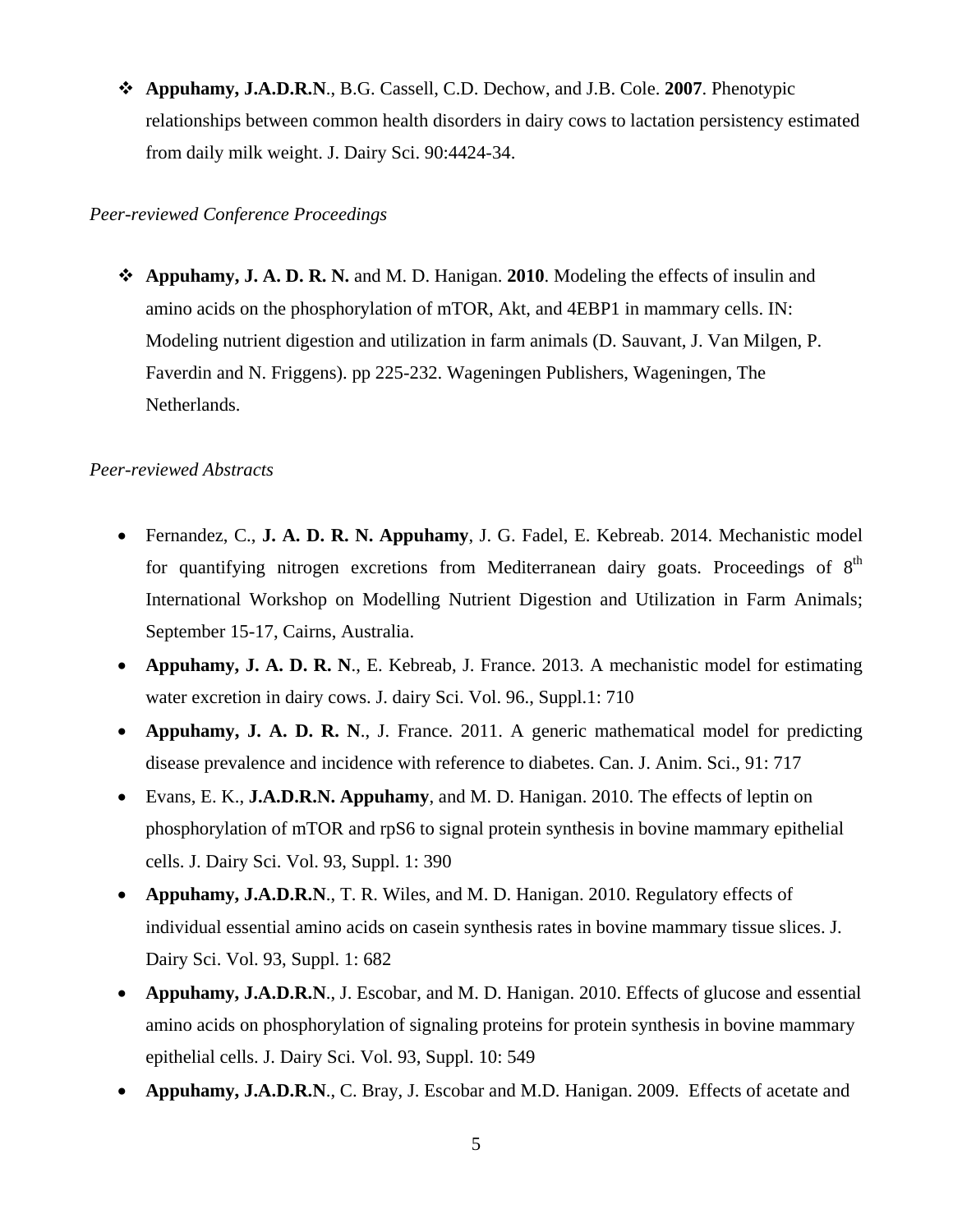- **Appuhamy, J.A.D.R.N**., B.G. Cassell, C.D. Dechow, and J.B. Cole. **2007**. Phenotypic relationships between common health disorders in dairy cows to lactation persistency estimated from daily milk weight. J. Dairy Sci. 90:4424-34.

*Peer-reviewed Conference Proceedings*

- **Appuhamy, J. A. D. R. N.** and M. D. Hanigan. **2010**. Modeling the effects of insulin and amino acids on the phosphorylation of mTOR, Akt, and 4EBP1 in mammary cells. IN: Modeling nutrient digestion and utilization in farm animals (D. Sauvant, J. Van Milgen, P. Faverdin and N. Friggens). pp 225-232. Wageningen Publishers, Wageningen, The Netherlands.

*Peer-reviewed Abstracts*

- Fernandez, C., **J. A. D. R. N. Appuhamy**, J. G. Fadel, E. Kebreab. 2014. Mechanistic model for quantifying nitrogen excretions from Mediterranean dairy goats. Proceedings of 8th International Workshop on Modelling Nutrient Digestion and Utilization in Farm Animals; September 15-17, Cairns, Australia.
- **Appuhamy, J. A. D. R. N**., E. Kebreab, J. France. 2013. A mechanistic model for estimating water excretion in dairy cows. J. dairy Sci. Vol. 96., Suppl.1: 710
- **Appuhamy, J. A. D. R. N**., J. France. 2011. A generic mathematical model for predicting disease prevalence and incidence with reference to diabetes. Can. J. Anim. Sci., 91: 717
- Evans, E. K., **J.A.D.R.N. Appuhamy**, and M. D. Hanigan. 2010. The effects of leptin on phosphorylation of mTOR and rpS6 to signal protein synthesis in bovine mammary epithelial cells. J. Dairy Sci. Vol. 93, Suppl. 1: 390
- **Appuhamy, J.A.D.R.N**., T. R. Wiles, and M. D. Hanigan. 2010. Regulatory effects of individual essential amino acids on casein synthesis rates in bovine mammary tissue slices. J. Dairy Sci. Vol. 93, Suppl. 1: 682
- **Appuhamy, J.A.D.R.N**., J. Escobar, and M. D. Hanigan. 2010. Effects of glucose and essential amino acids on phosphorylation of signaling proteins for protein synthesis in bovine mammary epithelial cells. J. Dairy Sci. Vol. 93, Suppl. 10: 549
- **Appuhamy, J.A.D.R.N**., C. Bray, J. Escobar and M.D. Hanigan. 2009. Effects of acetate and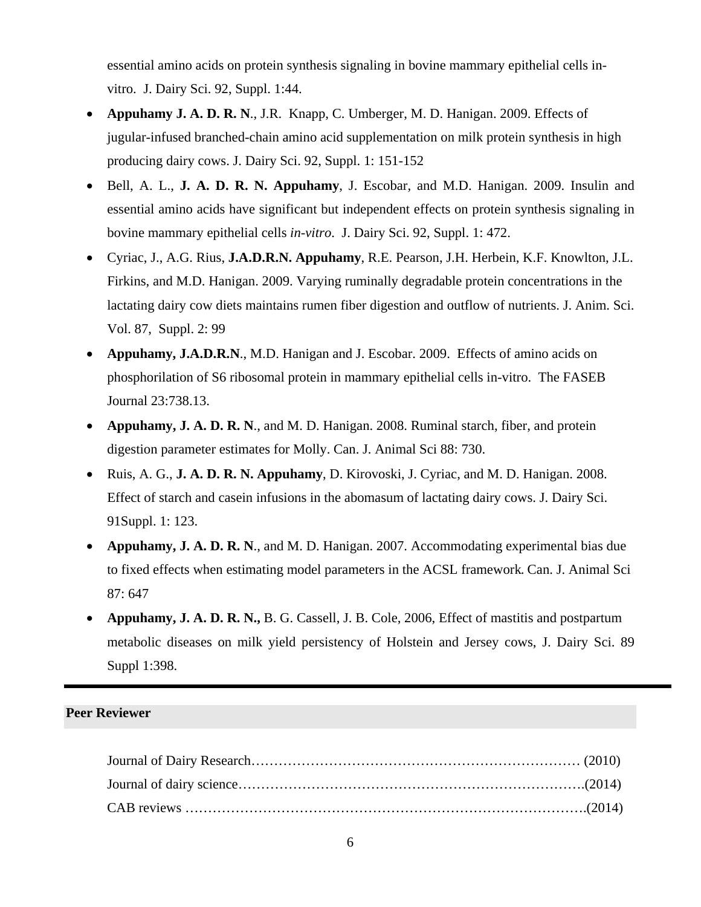essential amino acids on protein synthesis signaling in bovine mammary epithelial cells in-vitro. J. Dairy Sci. 92, Suppl. 1:44.

- **Appuhamy J. A. D. R. N**., J.R. Knapp, C. Umberger, M. D. Hanigan. 2009. Effects of jugular-infused branched-chain amino acid supplementation on milk protein synthesis in high producing dairy cows. J. Dairy Sci. 92, Suppl. 1: 151-152
- Bell, A. L., **J. A. D. R. N. Appuhamy**, J. Escobar, and M.D. Hanigan. 2009. Insulin and essential amino acids have significant but independent effects on protein synthesis signaling in bovine mammary epithelial cells *in-vitro*. J. Dairy Sci. 92, Suppl. 1: 472.
- Cyriac, J., A.G. Rius, **J.A.D.R.N. Appuhamy**, R.E. Pearson, J.H. Herbein, K.F. Knowlton, J.L. Firkins, and M.D. Hanigan. 2009. Varying ruminally degradable protein concentrations in the lactating dairy cow diets maintains rumen fiber digestion and outflow of nutrients. J. Anim. Sci. Vol. 87, Suppl. 2: 99
- **Appuhamy, J.A.D.R.N**., M.D. Hanigan and J. Escobar. 2009. Effects of amino acids on phosphorilation of S6 ribosomal protein in mammary epithelial cells in-vitro. The FASEB Journal 23:738.13.
- **Appuhamy, J. A. D. R. N**., and M. D. Hanigan. 2008. Ruminal starch, fiber, and protein digestion parameter estimates for Molly. Can. J. Animal Sci 88: 730.
- Ruis, A. G., **J. A. D. R. N. Appuhamy**, D. Kirovoski, J. Cyriac, and M. D. Hanigan. 2008. Effect of starch and casein infusions in the abomasum of lactating dairy cows. J. Dairy Sci. 91Suppl. 1: 123.
- **Appuhamy, J. A. D. R. N**., and M. D. Hanigan. 2007. Accommodating experimental bias due to fixed effects when estimating model parameters in the ACSL framework*.* Can. J. Animal Sci 87: 647
- **Appuhamy, J. A. D. R. N.,** B. G. Cassell, J. B. Cole, 2006, Effect of mastitis and postpartum metabolic diseases on milk yield persistency of Holstein and Jersey cows, J. Dairy Sci. 89 Suppl 1:398.

---

## Peer Reviewer

Journal of Dairy Research………………………………………………………………… (2010)
Journal of dairy science…………………………………………………………………….(2014)
CAB reviews ………………………………………………………………………….(2014)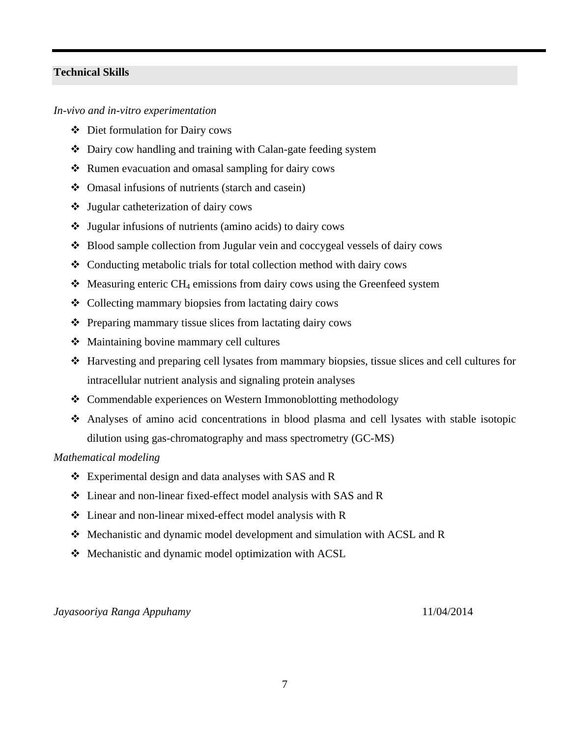## Technical Skills

*In-vivo and in-vitro experimentation*

- Diet formulation for Dairy cows
- Dairy cow handling and training with Calan-gate feeding system
- Rumen evacuation and omasal sampling for dairy cows
- Omasal infusions of nutrients (starch and casein)
- Jugular catheterization of dairy cows
- Jugular infusions of nutrients (amino acids) to dairy cows
- Blood sample collection from Jugular vein and coccygeal vessels of dairy cows
- Conducting metabolic trials for total collection method with dairy cows
- Measuring enteric $CH_4$ emissions from dairy cows using the Greenfeed system
- Collecting mammary biopsies from lactating dairy cows
- Preparing mammary tissue slices from lactating dairy cows
- Maintaining bovine mammary cell cultures
- Harvesting and preparing cell lysates from mammary biopsies, tissue slices and cell cultures for intracellular nutrient analysis and signaling protein analyses
- Commendable experiences on Western Immonoblotting methodology
- Analyses of amino acid concentrations in blood plasma and cell lysates with stable isotopic dilution using gas-chromatography and mass spectrometry (GC-MS)

*Mathematical modeling*

- Experimental design and data analyses with SAS and R
- Linear and non-linear fixed-effect model analysis with SAS and R
- Linear and non-linear mixed-effect model analysis with R
- Mechanistic and dynamic model development and simulation with ACSL and R
- Mechanistic and dynamic model optimization with ACSL

*Jayasooriya Ranga Appuhamy* 11/04/2014